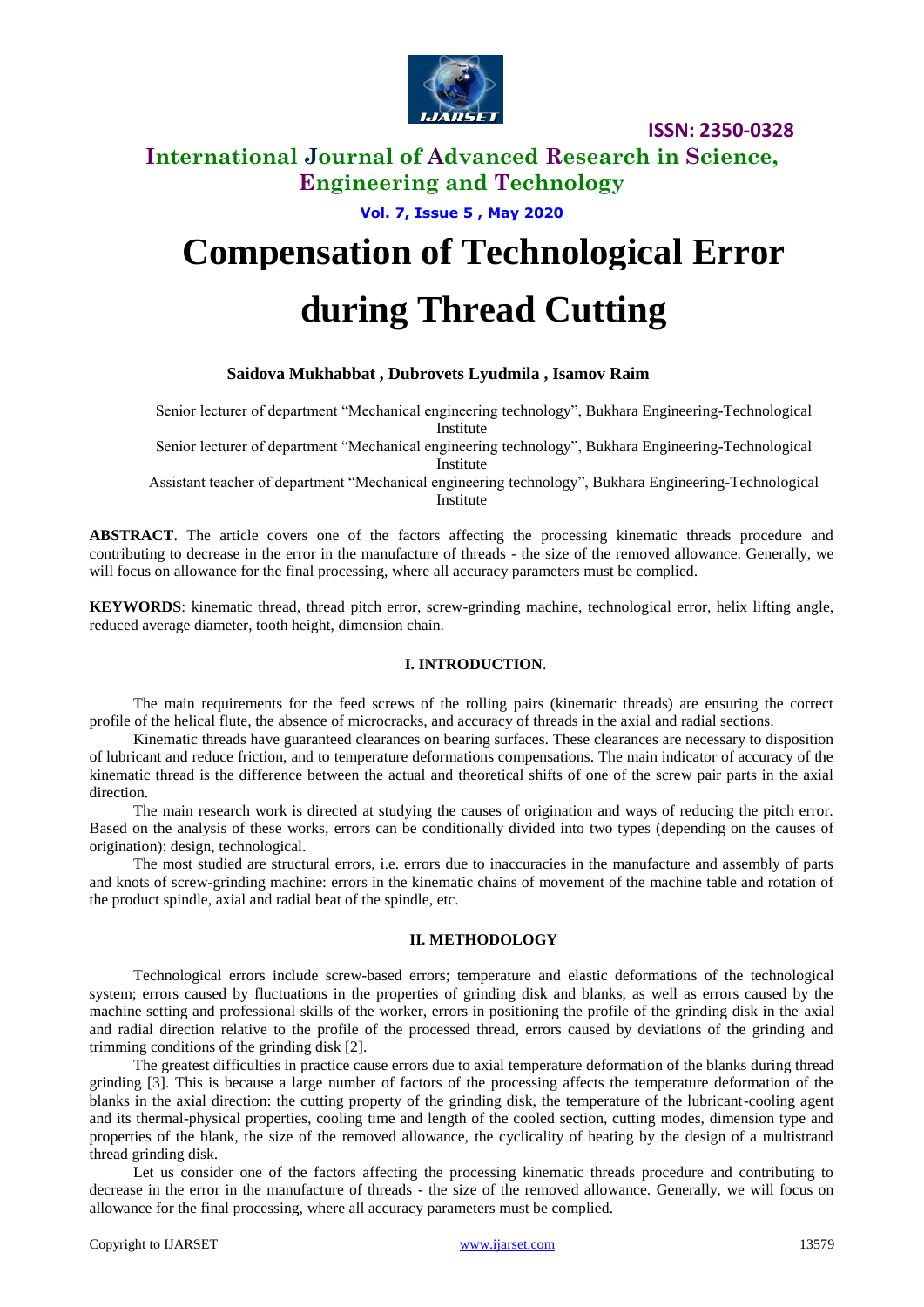# Compensation of Technological Error during Thread Cutting

**Saidova Mukhabbat , Dubrovets Lyudmila , Isamov Raim**

Senior lecturer of department "Mechanical engineering technology", Bukhara Engineering-Technological Institute

Senior lecturer of department "Mechanical engineering technology", Bukhara Engineering-Technological Institute

Assistant teacher of department "Mechanical engineering technology", Bukhara Engineering-Technological Institute

**ABSTRACT**. The article covers one of the factors affecting the processing kinematic threads procedure and contributing to decrease in the error in the manufacture of threads - the size of the removed allowance. Generally, we will focus on allowance for the final processing, where all accuracy parameters must be complied.

**KEYWORDS**: kinematic thread, thread pitch error, screw-grinding machine, technological error, helix lifting angle, reduced average diameter, tooth height, dimension chain.

## I. INTRODUCTION.

The main requirements for the feed screws of the rolling pairs (kinematic threads) are ensuring the correct profile of the helical flute, the absence of microcracks, and accuracy of threads in the axial and radial sections.

Kinematic threads have guaranteed clearances on bearing surfaces. These clearances are necessary to disposition of lubricant and reduce friction, and to temperature deformations compensations. The main indicator of accuracy of the kinematic thread is the difference between the actual and theoretical shifts of one of the screw pair parts in the axial direction.

The main research work is directed at studying the causes of origination and ways of reducing the pitch error. Based on the analysis of these works, errors can be conditionally divided into two types (depending on the causes of origination): design, technological.

The most studied are structural errors, i.e. errors due to inaccuracies in the manufacture and assembly of parts and knots of screw-grinding machine: errors in the kinematic chains of movement of the machine table and rotation of the product spindle, axial and radial beat of the spindle, etc.

## II. METHODOLOGY

Technological errors include screw-based errors; temperature and elastic deformations of the technological system; errors caused by fluctuations in the properties of grinding disk and blanks, as well as errors caused by the machine setting and professional skills of the worker, errors in positioning the profile of the grinding disk in the axial and radial direction relative to the profile of the processed thread, errors caused by deviations of the grinding and trimming conditions of the grinding disk [2].

The greatest difficulties in practice cause errors due to axial temperature deformation of the blanks during thread grinding [3]. This is because a large number of factors of the processing affects the temperature deformation of the blanks in the axial direction: the cutting property of the grinding disk, the temperature of the lubricant-cooling agent and its thermal-physical properties, cooling time and length of the cooled section, cutting modes, dimension type and properties of the blank, the size of the removed allowance, the cyclicality of heating by the design of a multistrand thread grinding disk.

Let us consider one of the factors affecting the processing kinematic threads procedure and contributing to decrease in the error in the manufacture of threads - the size of the removed allowance. Generally, we will focus on allowance for the final processing, where all accuracy parameters must be complied.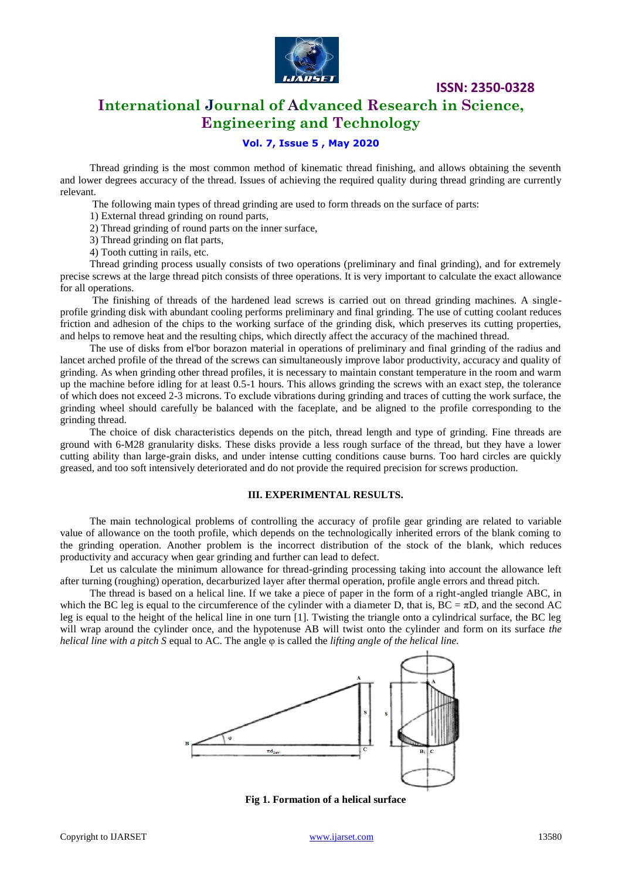Thread grinding is the most common method of kinematic thread finishing, and allows obtaining the seventh and lower degrees accuracy of the thread. Issues of achieving the required quality during thread grinding are currently relevant.

The following main types of thread grinding are used to form threads on the surface of parts:

1) External thread grinding on round parts,
2) Thread grinding of round parts on the inner surface,
3) Thread grinding on flat parts,
4) Tooth cutting in rails, etc.

Thread grinding process usually consists of two operations (preliminary and final grinding), and for extremely precise screws at the large thread pitch consists of three operations. It is very important to calculate the exact allowance for all operations.

The finishing of threads of the hardened lead screws is carried out on thread grinding machines. A single-profile grinding disk with abundant cooling performs preliminary and final grinding. The use of cutting coolant reduces friction and adhesion of the chips to the working surface of the grinding disk, which preserves its cutting properties, and helps to remove heat and the resulting chips, which directly affect the accuracy of the machined thread.

The use of disks from el'bor borazon material in operations of preliminary and final grinding of the radius and lancet arched profile of the thread of the screws can simultaneously improve labor productivity, accuracy and quality of grinding. As when grinding other thread profiles, it is necessary to maintain constant temperature in the room and warm up the machine before idling for at least 0.5-1 hours. This allows grinding the screws with an exact step, the tolerance of which does not exceed 2-3 microns. To exclude vibrations during grinding and traces of cutting the work surface, the grinding wheel should carefully be balanced with the faceplate, and be aligned to the profile corresponding to the grinding thread.

The choice of disk characteristics depends on the pitch, thread length and type of grinding. Fine threads are ground with 6-M28 granularity disks. These disks provide a less rough surface of the thread, but they have a lower cutting ability than large-grain disks, and under intense cutting conditions cause burns. Too hard circles are quickly greased, and too soft intensively deteriorated and do not provide the required precision for screws production.

## III. EXPERIMENTAL RESULTS.

The main technological problems of controlling the accuracy of profile gear grinding are related to variable value of allowance on the tooth profile, which depends on the technologically inherited errors of the blank coming to the grinding operation. Another problem is the incorrect distribution of the stock of the blank, which reduces productivity and accuracy when gear grinding and further can lead to defect.

Let us calculate the minimum allowance for thread-grinding processing taking into account the allowance left after turning (roughing) operation, decarburized layer after thermal operation, profile angle errors and thread pitch.

The thread is based on a helical line. If we take a piece of paper in the form of a right-angled triangle ABC, in which the BC leg is equal to the circumference of the cylinder with a diameter D, that is, BC = $\pi D$, and the second AC leg is equal to the height of the helical line in one turn [1]. Twisting the triangle onto a cylindrical surface, the BC leg will wrap around the cylinder once, and the hypotenuse AB will twist onto the cylinder and form on its surface *the helical line with a pitch S* equal to AC. The angle $\varphi$ is called the *lifting angle of the helical line.*

**Fig 1. Formation of a helical surface**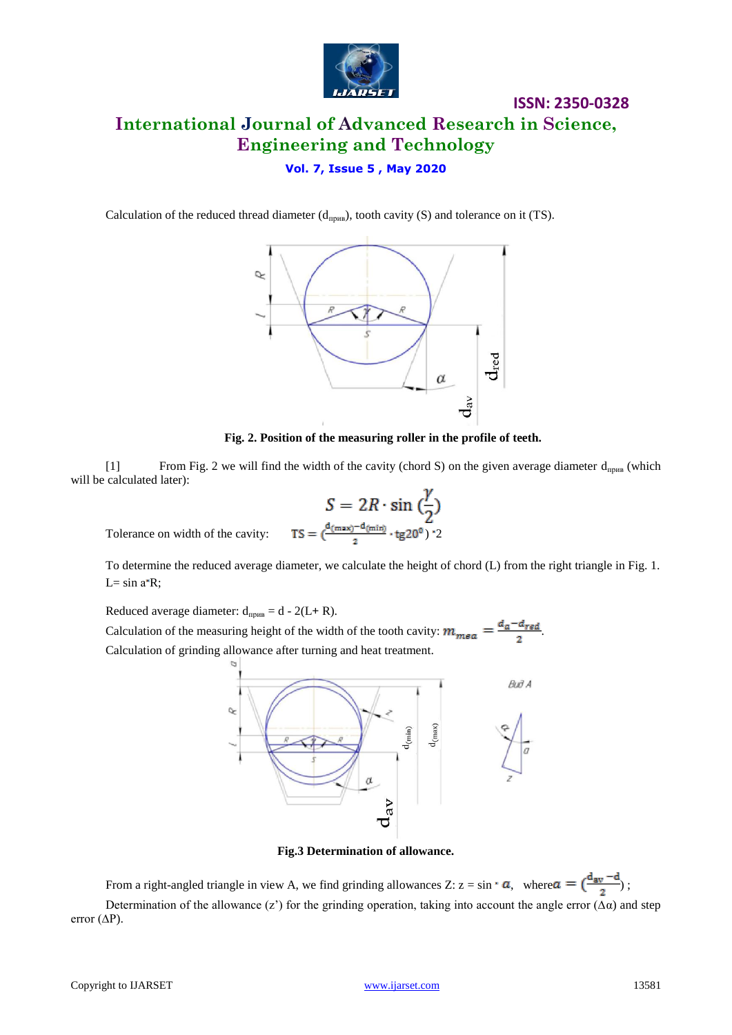Calculation of the reduced thread diameter ($d_{прив}$), tooth cavity (S) and tolerance on it (TS).

**Fig. 2. Position of the measuring roller in the profile of teeth.**

[1] From Fig. 2 we will find the width of the cavity (chord S) on the given average diameter $d_{прив}$ (which will be calculated later):

$$S = 2R \cdot \sin\left(\frac{\gamma}{2}\right)$$

Tolerance on width of the cavity: $TS = \left(\frac{d_{(max)} - d_{(min)}}{2} \cdot tg20^0\right) \cdot 2$

To determine the reduced average diameter, we calculate the height of chord (L) from the right triangle in Fig. 1. L= sin a*R;

Reduced average diameter: $d_{прив} = d - 2(L + R)$.

Calculation of the measuring height of the width of the tooth cavity: $m_{mea} = \frac{d_a - d_{red}}{2}$.

Calculation of grinding allowance after turning and heat treatment.

**Fig.3 Determination of allowance.**

From a right-angled triangle in view A, we find grinding allowances Z: z = sin * $a$, where $a = \left(\frac{d_{av} - d}{2}\right)$;

Determination of the allowance (z') for the grinding operation, taking into account the angle error ($\Delta\alpha$) and step error ($\Delta P$).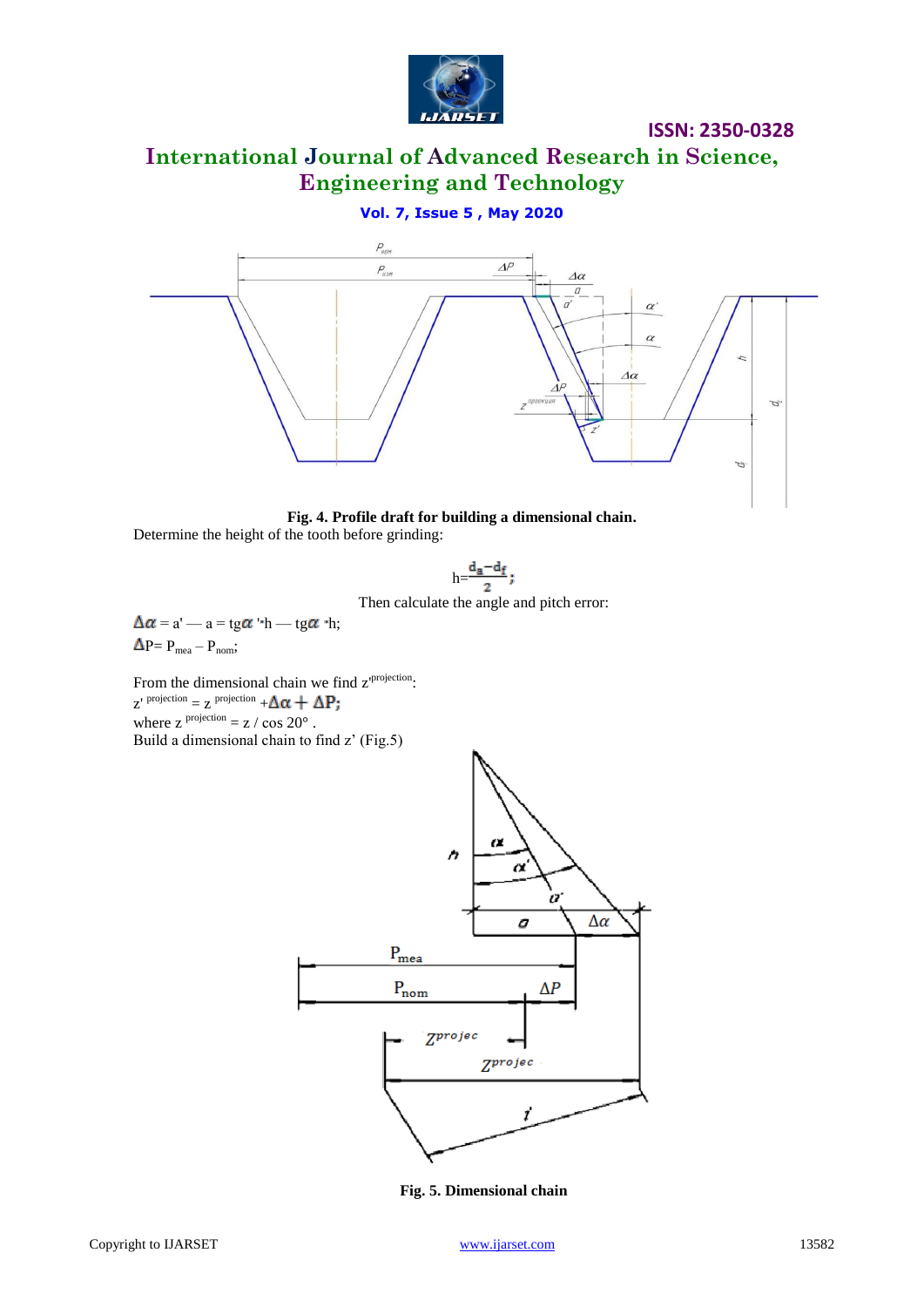Fig. 4. Profile draft for building a dimensional chain.

Determine the height of the tooth before grinding:

$$h=\frac{d_a-d_f}{2};$$

Then calculate the angle and pitch error:

$\Delta\alpha$ = a' — a = tg$\alpha$ '$\cdot$h — tg$\alpha$ $\cdot$h;

$\Delta$P= $P_{mea} - P_{nom}$;

From the dimensional chain we find $z'^{projection}$:

$z'^{\ projection} = z^{\ projection} + \Delta\alpha + \Delta P;$

where $z^{\ projection} = z / \cos 20°$ .

Build a dimensional chain to find z' (Fig.5)

Fig. 5. Dimensional chain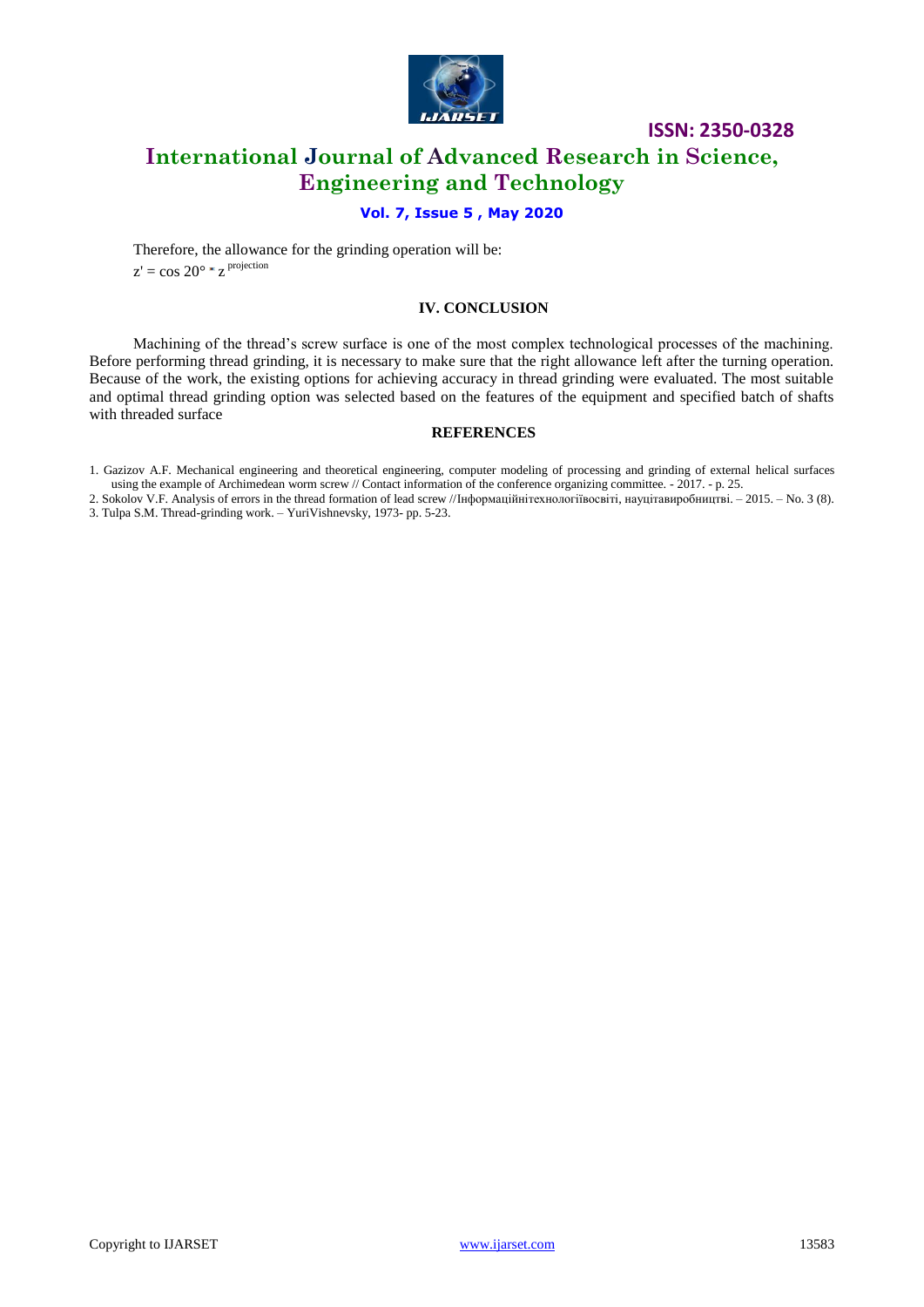Therefore, the allowance for the grinding operation will be:

$z' = \cos 20° * z^{projection}$

## IV. CONCLUSION

Machining of the thread's screw surface is one of the most complex technological processes of the machining. Before performing thread grinding, it is necessary to make sure that the right allowance left after the turning operation. Because of the work, the existing options for achieving accuracy in thread grinding were evaluated. The most suitable and optimal thread grinding option was selected based on the features of the equipment and specified batch of shafts with threaded surface

## REFERENCES

1. Gazizov A.F. Mechanical engineering and theoretical engineering, computer modeling of processing and grinding of external helical surfaces using the example of Archimedean worm screw // Contact information of the conference organizing committee. - 2017. - p. 25.
2. Sokolov V.F. Analysis of errors in the thread formation of lead screw //Інформаційнітехнологіївосвіті, науцітавиробництві. – 2015. – No. 3 (8).
3. Tulpa S.M. Thread-grinding work. – YuriVishnevsky, 1973- pp. 5-23.